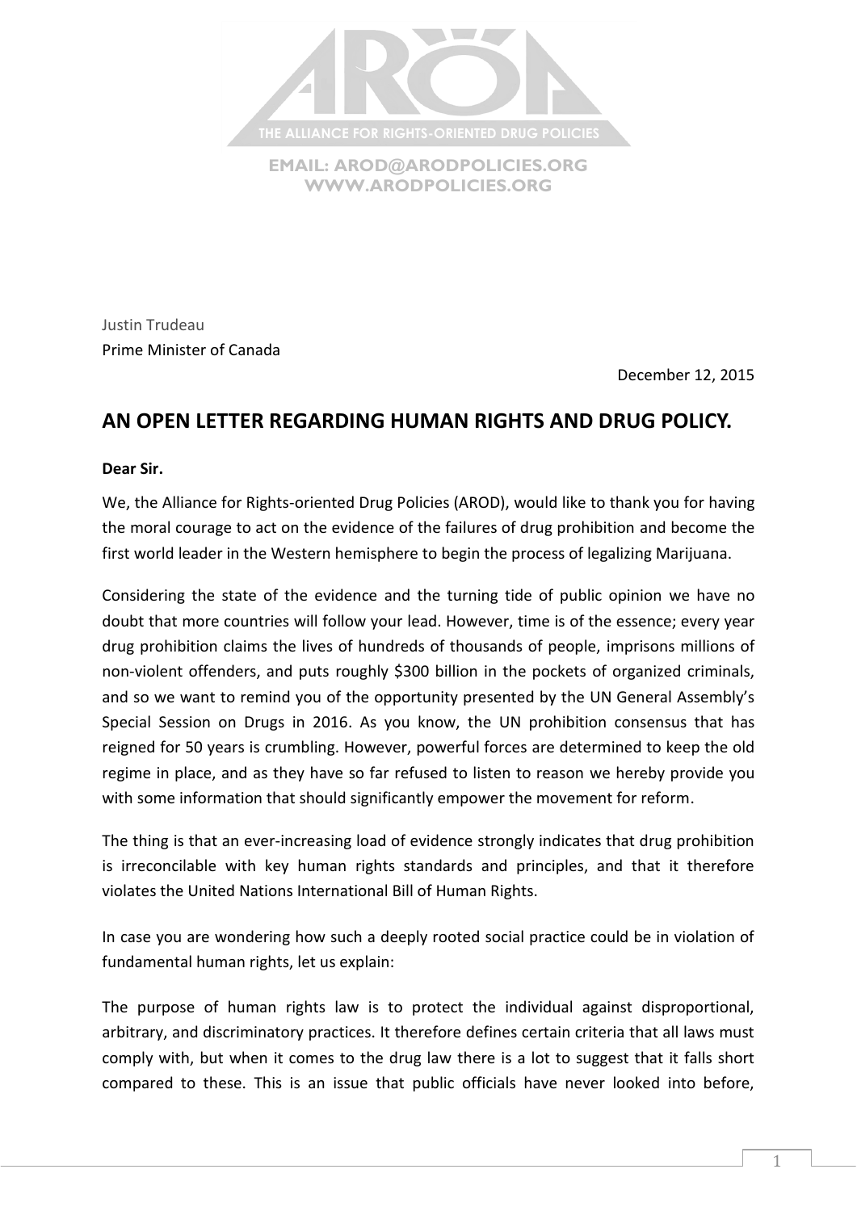THE ALLIANCE FOR RIGHTS-ORIENTED DRUG POLICIES

EMAIL: AROD@ARODPOLICIES.ORG
WWW.ARODPOLICIES.ORG

Justin Trudeau
Prime Minister of Canada

December 12, 2015

## AN OPEN LETTER REGARDING HUMAN RIGHTS AND DRUG POLICY.

**Dear Sir.**

We, the Alliance for Rights-oriented Drug Policies (AROD), would like to thank you for having the moral courage to act on the evidence of the failures of drug prohibition and become the first world leader in the Western hemisphere to begin the process of legalizing Marijuana.

Considering the state of the evidence and the turning tide of public opinion we have no doubt that more countries will follow your lead. However, time is of the essence; every year drug prohibition claims the lives of hundreds of thousands of people, imprisons millions of non-violent offenders, and puts roughly $300 billion in the pockets of organized criminals, and so we want to remind you of the opportunity presented by the UN General Assembly's Special Session on Drugs in 2016. As you know, the UN prohibition consensus that has reigned for 50 years is crumbling. However, powerful forces are determined to keep the old regime in place, and as they have so far refused to listen to reason we hereby provide you with some information that should significantly empower the movement for reform.

The thing is that an ever-increasing load of evidence strongly indicates that drug prohibition is irreconcilable with key human rights standards and principles, and that it therefore violates the United Nations International Bill of Human Rights.

In case you are wondering how such a deeply rooted social practice could be in violation of fundamental human rights, let us explain:

The purpose of human rights law is to protect the individual against disproportional, arbitrary, and discriminatory practices. It therefore defines certain criteria that all laws must comply with, but when it comes to the drug law there is a lot to suggest that it falls short compared to these. This is an issue that public officials have never looked into before,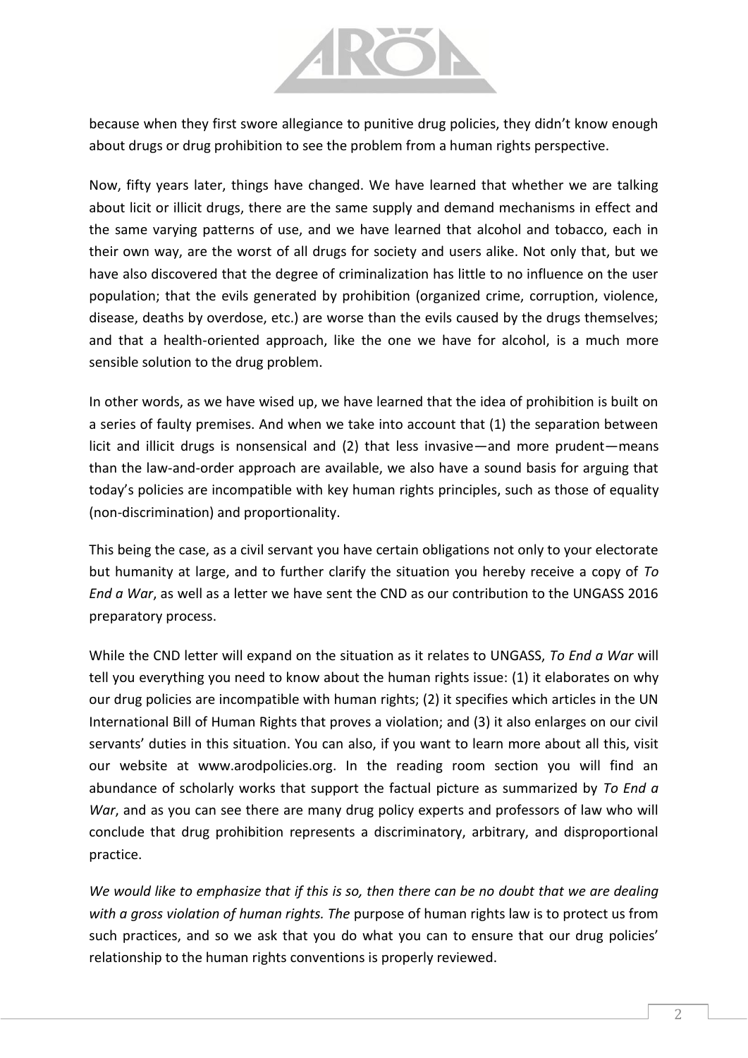because when they first swore allegiance to punitive drug policies, they didn't know enough about drugs or drug prohibition to see the problem from a human rights perspective.

Now, fifty years later, things have changed. We have learned that whether we are talking about licit or illicit drugs, there are the same supply and demand mechanisms in effect and the same varying patterns of use, and we have learned that alcohol and tobacco, each in their own way, are the worst of all drugs for society and users alike. Not only that, but we have also discovered that the degree of criminalization has little to no influence on the user population; that the evils generated by prohibition (organized crime, corruption, violence, disease, deaths by overdose, etc.) are worse than the evils caused by the drugs themselves; and that a health-oriented approach, like the one we have for alcohol, is a much more sensible solution to the drug problem.

In other words, as we have wised up, we have learned that the idea of prohibition is built on a series of faulty premises. And when we take into account that (1) the separation between licit and illicit drugs is nonsensical and (2) that less invasive—and more prudent—means than the law-and-order approach are available, we also have a sound basis for arguing that today's policies are incompatible with key human rights principles, such as those of equality (non-discrimination) and proportionality.

This being the case, as a civil servant you have certain obligations not only to your electorate but humanity at large, and to further clarify the situation you hereby receive a copy of *To End a War*, as well as a letter we have sent the CND as our contribution to the UNGASS 2016 preparatory process.

While the CND letter will expand on the situation as it relates to UNGASS, *To End a War* will tell you everything you need to know about the human rights issue: (1) it elaborates on why our drug policies are incompatible with human rights; (2) it specifies which articles in the UN International Bill of Human Rights that proves a violation; and (3) it also enlarges on our civil servants' duties in this situation. You can also, if you want to learn more about all this, visit our website at www.arodpolicies.org. In the reading room section you will find an abundance of scholarly works that support the factual picture as summarized by *To End a War*, and as you can see there are many drug policy experts and professors of law who will conclude that drug prohibition represents a discriminatory, arbitrary, and disproportional practice.

*We would like to emphasize that if this is so, then there can be no doubt that we are dealing with a gross violation of human rights. The* purpose of human rights law is to protect us from such practices, and so we ask that you do what you can to ensure that our drug policies' relationship to the human rights conventions is properly reviewed.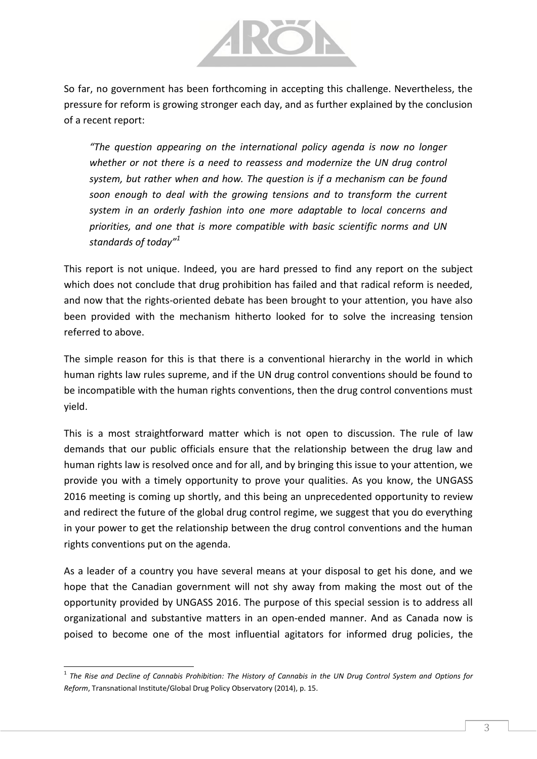So far, no government has been forthcoming in accepting this challenge. Nevertheless, the pressure for reform is growing stronger each day, and as further explained by the conclusion of a recent report:

> *"The question appearing on the international policy agenda is now no longer whether or not there is a need to reassess and modernize the UN drug control system, but rather when and how. The question is if a mechanism can be found soon enough to deal with the growing tensions and to transform the current system in an orderly fashion into one more adaptable to local concerns and priorities, and one that is more compatible with basic scientific norms and UN standards of today"*[1]

This report is not unique. Indeed, you are hard pressed to find any report on the subject which does not conclude that drug prohibition has failed and that radical reform is needed, and now that the rights-oriented debate has been brought to your attention, you have also been provided with the mechanism hitherto looked for to solve the increasing tension referred to above.

The simple reason for this is that there is a conventional hierarchy in the world in which human rights law rules supreme, and if the UN drug control conventions should be found to be incompatible with the human rights conventions, then the drug control conventions must yield.

This is a most straightforward matter which is not open to discussion. The rule of law demands that our public officials ensure that the relationship between the drug law and human rights law is resolved once and for all, and by bringing this issue to your attention, we provide you with a timely opportunity to prove your qualities. As you know, the UNGASS 2016 meeting is coming up shortly, and this being an unprecedented opportunity to review and redirect the future of the global drug control regime, we suggest that you do everything in your power to get the relationship between the drug control conventions and the human rights conventions put on the agenda.

As a leader of a country you have several means at your disposal to get his done, and we hope that the Canadian government will not shy away from making the most out of the opportunity provided by UNGASS 2016. The purpose of this special session is to address all organizational and substantive matters in an open-ended manner. And as Canada now is poised to become one of the most influential agitators for informed drug policies, the

---

[1] *The Rise and Decline of Cannabis Prohibition: The History of Cannabis in the UN Drug Control System and Options for Reform*, Transnational Institute/Global Drug Policy Observatory (2014), p. 15.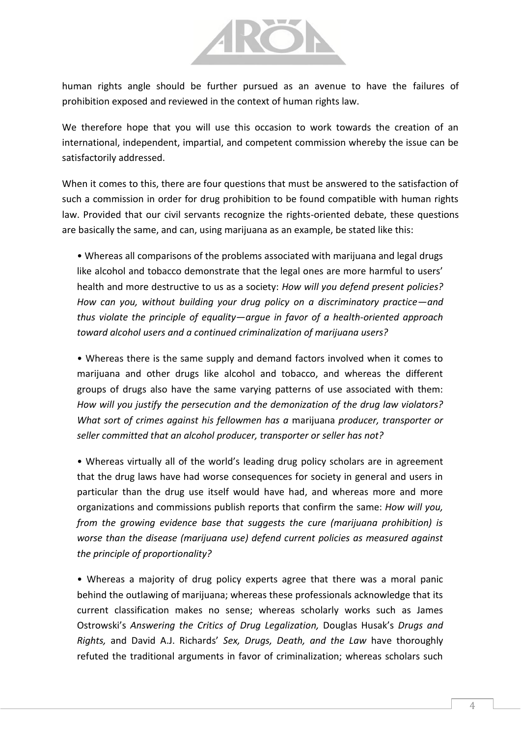human rights angle should be further pursued as an avenue to have the failures of prohibition exposed and reviewed in the context of human rights law.

We therefore hope that you will use this occasion to work towards the creation of an international, independent, impartial, and competent commission whereby the issue can be satisfactorily addressed.

When it comes to this, there are four questions that must be answered to the satisfaction of such a commission in order for drug prohibition to be found compatible with human rights law. Provided that our civil servants recognize the rights-oriented debate, these questions are basically the same, and can, using marijuana as an example, be stated like this:

- Whereas all comparisons of the problems associated with marijuana and legal drugs like alcohol and tobacco demonstrate that the legal ones are more harmful to users' health and more destructive to us as a society: *How will you defend present policies? How can you, without building your drug policy on a discriminatory practice—and thus violate the principle of equality—argue in favor of a health-oriented approach toward alcohol users and a continued criminalization of marijuana users?*

- Whereas there is the same supply and demand factors involved when it comes to marijuana and other drugs like alcohol and tobacco, and whereas the different groups of drugs also have the same varying patterns of use associated with them: *How will you justify the persecution and the demonization of the drug law violators? What sort of crimes against his fellowmen has a* marijuana *producer, transporter or seller committed that an alcohol producer, transporter or seller has not?*

- Whereas virtually all of the world's leading drug policy scholars are in agreement that the drug laws have had worse consequences for society in general and users in particular than the drug use itself would have had, and whereas more and more organizations and commissions publish reports that confirm the same: *How will you, from the growing evidence base that suggests the cure (marijuana prohibition) is worse than the disease (marijuana use) defend current policies as measured against the principle of proportionality?*

- Whereas a majority of drug policy experts agree that there was a moral panic behind the outlawing of marijuana; whereas these professionals acknowledge that its current classification makes no sense; whereas scholarly works such as James Ostrowski's *Answering the Critics of Drug Legalization,* Douglas Husak's *Drugs and Rights,* and David A.J. Richards' *Sex, Drugs, Death, and the Law* have thoroughly refuted the traditional arguments in favor of criminalization; whereas scholars such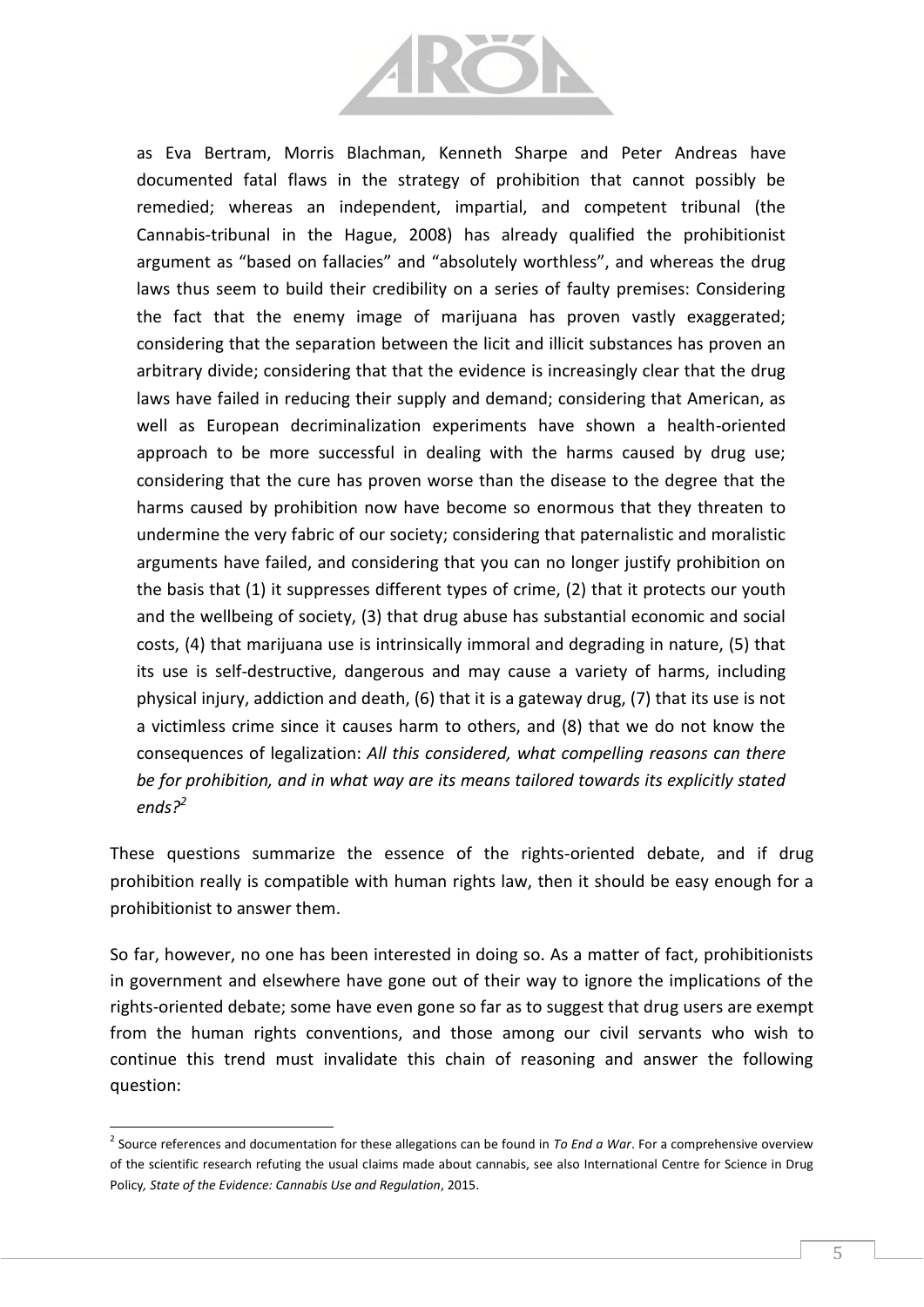as Eva Bertram, Morris Blachman, Kenneth Sharpe and Peter Andreas have documented fatal flaws in the strategy of prohibition that cannot possibly be remedied; whereas an independent, impartial, and competent tribunal (the Cannabis-tribunal in the Hague, 2008) has already qualified the prohibitionist argument as "based on fallacies" and "absolutely worthless", and whereas the drug laws thus seem to build their credibility on a series of faulty premises: Considering the fact that the enemy image of marijuana has proven vastly exaggerated; considering that the separation between the licit and illicit substances has proven an arbitrary divide; considering that that the evidence is increasingly clear that the drug laws have failed in reducing their supply and demand; considering that American, as well as European decriminalization experiments have shown a health-oriented approach to be more successful in dealing with the harms caused by drug use; considering that the cure has proven worse than the disease to the degree that the harms caused by prohibition now have become so enormous that they threaten to undermine the very fabric of our society; considering that paternalistic and moralistic arguments have failed, and considering that you can no longer justify prohibition on the basis that (1) it suppresses different types of crime, (2) that it protects our youth and the wellbeing of society, (3) that drug abuse has substantial economic and social costs, (4) that marijuana use is intrinsically immoral and degrading in nature, (5) that its use is self-destructive, dangerous and may cause a variety of harms, including physical injury, addiction and death, (6) that it is a gateway drug, (7) that its use is not a victimless crime since it causes harm to others, and (8) that we do not know the consequences of legalization: *All this considered, what compelling reasons can there be for prohibition, and in what way are its means tailored towards its explicitly stated ends?*[2]

These questions summarize the essence of the rights-oriented debate, and if drug prohibition really is compatible with human rights law, then it should be easy enough for a prohibitionist to answer them.

So far, however, no one has been interested in doing so. As a matter of fact, prohibitionists in government and elsewhere have gone out of their way to ignore the implications of the rights-oriented debate; some have even gone so far as to suggest that drug users are exempt from the human rights conventions, and those among our civil servants who wish to continue this trend must invalidate this chain of reasoning and answer the following question:

[2] Source references and documentation for these allegations can be found in *To End a War*. For a comprehensive overview of the scientific research refuting the usual claims made about cannabis, see also International Centre for Science in Drug Policy, *State of the Evidence: Cannabis Use and Regulation*, 2015.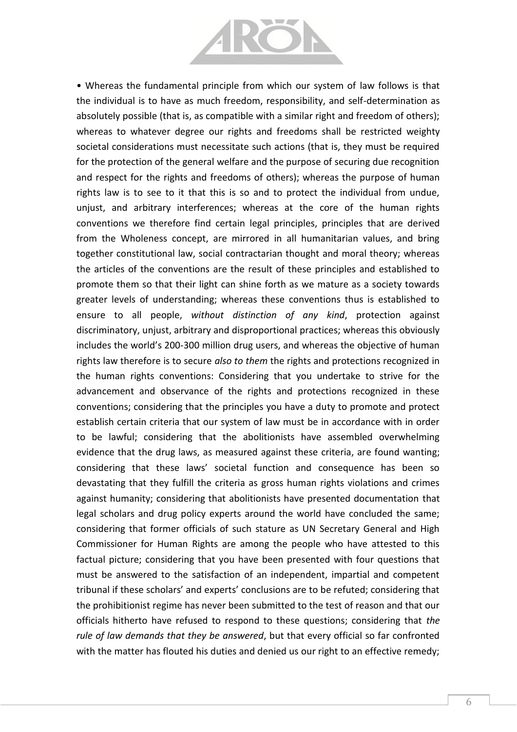• Whereas the fundamental principle from which our system of law follows is that the individual is to have as much freedom, responsibility, and self-determination as absolutely possible (that is, as compatible with a similar right and freedom of others); whereas to whatever degree our rights and freedoms shall be restricted weighty societal considerations must necessitate such actions (that is, they must be required for the protection of the general welfare and the purpose of securing due recognition and respect for the rights and freedoms of others); whereas the purpose of human rights law is to see to it that this is so and to protect the individual from undue, unjust, and arbitrary interferences; whereas at the core of the human rights conventions we therefore find certain legal principles, principles that are derived from the Wholeness concept, are mirrored in all humanitarian values, and bring together constitutional law, social contractarian thought and moral theory; whereas the articles of the conventions are the result of these principles and established to promote them so that their light can shine forth as we mature as a society towards greater levels of understanding; whereas these conventions thus is established to ensure to all people, *without distinction of any kind*, protection against discriminatory, unjust, arbitrary and disproportional practices; whereas this obviously includes the world's 200-300 million drug users, and whereas the objective of human rights law therefore is to secure *also to them* the rights and protections recognized in the human rights conventions: Considering that you undertake to strive for the advancement and observance of the rights and protections recognized in these conventions; considering that the principles you have a duty to promote and protect establish certain criteria that our system of law must be in accordance with in order to be lawful; considering that the abolitionists have assembled overwhelming evidence that the drug laws, as measured against these criteria, are found wanting; considering that these laws' societal function and consequence has been so devastating that they fulfill the criteria as gross human rights violations and crimes against humanity; considering that abolitionists have presented documentation that legal scholars and drug policy experts around the world have concluded the same; considering that former officials of such stature as UN Secretary General and High Commissioner for Human Rights are among the people who have attested to this factual picture; considering that you have been presented with four questions that must be answered to the satisfaction of an independent, impartial and competent tribunal if these scholars' and experts' conclusions are to be refuted; considering that the prohibitionist regime has never been submitted to the test of reason and that our officials hitherto have refused to respond to these questions; considering that *the rule of law demands that they be answered*, but that every official so far confronted with the matter has flouted his duties and denied us our right to an effective remedy;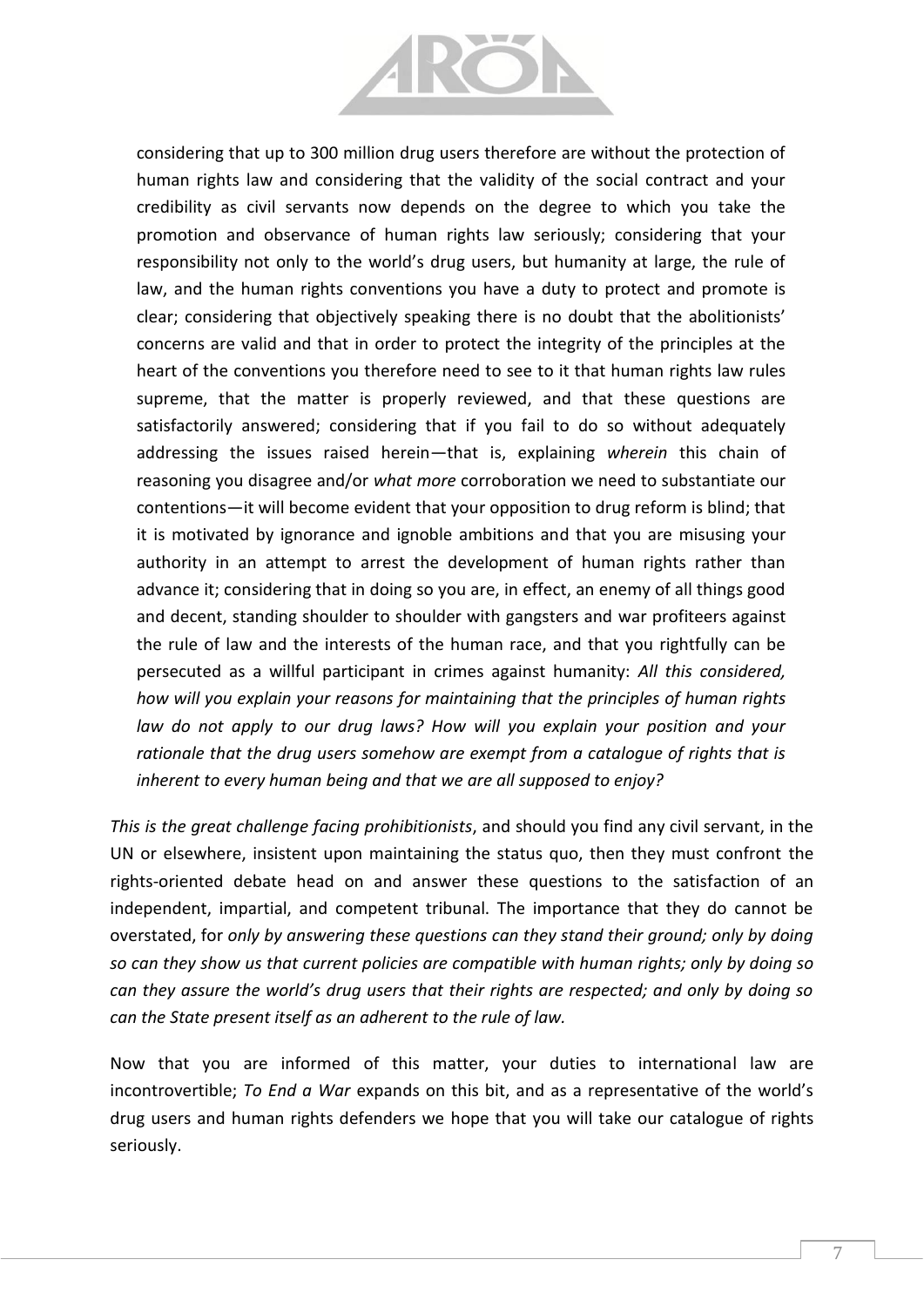considering that up to 300 million drug users therefore are without the protection of human rights law and considering that the validity of the social contract and your credibility as civil servants now depends on the degree to which you take the promotion and observance of human rights law seriously; considering that your responsibility not only to the world's drug users, but humanity at large, the rule of law, and the human rights conventions you have a duty to protect and promote is clear; considering that objectively speaking there is no doubt that the abolitionists' concerns are valid and that in order to protect the integrity of the principles at the heart of the conventions you therefore need to see to it that human rights law rules supreme, that the matter is properly reviewed, and that these questions are satisfactorily answered; considering that if you fail to do so without adequately addressing the issues raised herein—that is, explaining *wherein* this chain of reasoning you disagree and/or *what more* corroboration we need to substantiate our contentions—it will become evident that your opposition to drug reform is blind; that it is motivated by ignorance and ignoble ambitions and that you are misusing your authority in an attempt to arrest the development of human rights rather than advance it; considering that in doing so you are, in effect, an enemy of all things good and decent, standing shoulder to shoulder with gangsters and war profiteers against the rule of law and the interests of the human race, and that you rightfully can be persecuted as a willful participant in crimes against humanity: *All this considered, how will you explain your reasons for maintaining that the principles of human rights law do not apply to our drug laws? How will you explain your position and your rationale that the drug users somehow are exempt from a catalogue of rights that is inherent to every human being and that we are all supposed to enjoy?*

*This is the great challenge facing prohibitionists*, and should you find any civil servant, in the UN or elsewhere, insistent upon maintaining the status quo, then they must confront the rights-oriented debate head on and answer these questions to the satisfaction of an independent, impartial, and competent tribunal. The importance that they do cannot be overstated, for *only by answering these questions can they stand their ground; only by doing so can they show us that current policies are compatible with human rights; only by doing so can they assure the world's drug users that their rights are respected; and only by doing so can the State present itself as an adherent to the rule of law.*

Now that you are informed of this matter, your duties to international law are incontrovertible; *To End a War* expands on this bit, and as a representative of the world's drug users and human rights defenders we hope that you will take our catalogue of rights seriously.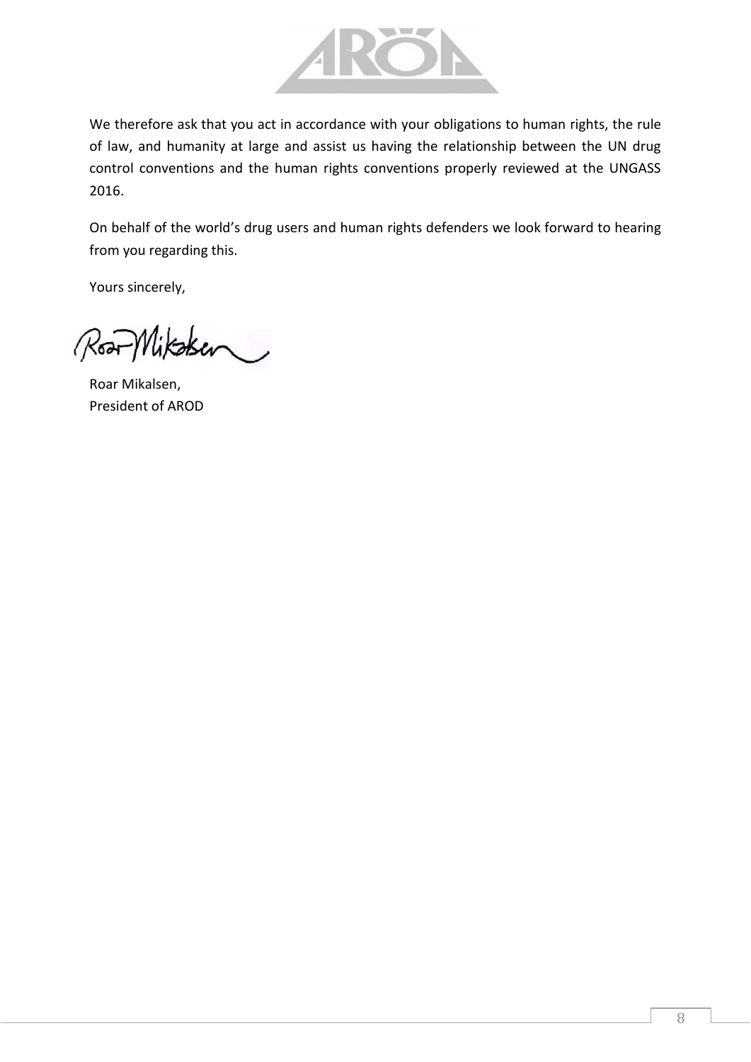We therefore ask that you act in accordance with your obligations to human rights, the rule of law, and humanity at large and assist us having the relationship between the UN drug control conventions and the human rights conventions properly reviewed at the UNGASS 2016.

On behalf of the world's drug users and human rights defenders we look forward to hearing from you regarding this.

Yours sincerely,

Roar Mikalsen,
President of AROD